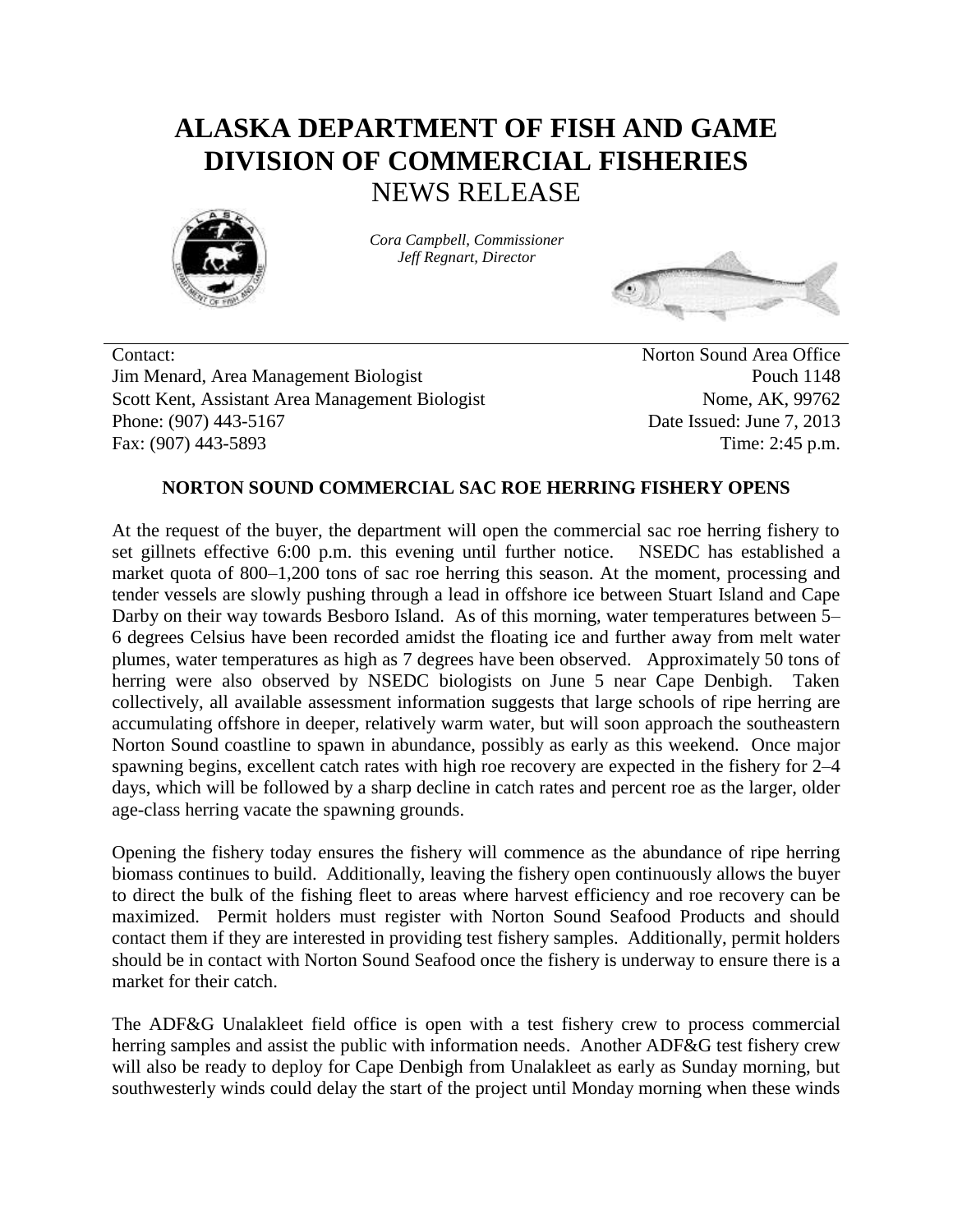# ALASKA DEPARTMENT OF FISH AND GAME
# DIVISION OF COMMERCIAL FISHERIES
## NEWS RELEASE

*Cora Campbell, Commissioner*
*Jeff Regnart, Director*

Contact:
Jim Menard, Area Management Biologist
Scott Kent, Assistant Area Management Biologist
Phone: (907) 443-5167
Fax: (907) 443-5893

Norton Sound Area Office
Pouch 1148
Nome, AK, 99762
Date Issued: June 7, 2013
Time: 2:45 p.m.

**NORTON SOUND COMMERCIAL SAC ROE HERRING FISHERY OPENS**

At the request of the buyer, the department will open the commercial sac roe herring fishery to set gillnets effective 6:00 p.m. this evening until further notice. NSEDC has established a market quota of 800–1,200 tons of sac roe herring this season. At the moment, processing and tender vessels are slowly pushing through a lead in offshore ice between Stuart Island and Cape Darby on their way towards Besboro Island. As of this morning, water temperatures between 5–6 degrees Celsius have been recorded amidst the floating ice and further away from melt water plumes, water temperatures as high as 7 degrees have been observed. Approximately 50 tons of herring were also observed by NSEDC biologists on June 5 near Cape Denbigh. Taken collectively, all available assessment information suggests that large schools of ripe herring are accumulating offshore in deeper, relatively warm water, but will soon approach the southeastern Norton Sound coastline to spawn in abundance, possibly as early as this weekend. Once major spawning begins, excellent catch rates with high roe recovery are expected in the fishery for 2–4 days, which will be followed by a sharp decline in catch rates and percent roe as the larger, older age-class herring vacate the spawning grounds.

Opening the fishery today ensures the fishery will commence as the abundance of ripe herring biomass continues to build. Additionally, leaving the fishery open continuously allows the buyer to direct the bulk of the fishing fleet to areas where harvest efficiency and roe recovery can be maximized. Permit holders must register with Norton Sound Seafood Products and should contact them if they are interested in providing test fishery samples. Additionally, permit holders should be in contact with Norton Sound Seafood once the fishery is underway to ensure there is a market for their catch.

The ADF&G Unalakleet field office is open with a test fishery crew to process commercial herring samples and assist the public with information needs. Another ADF&G test fishery crew will also be ready to deploy for Cape Denbigh from Unalakleet as early as Sunday morning, but southwesterly winds could delay the start of the project until Monday morning when these winds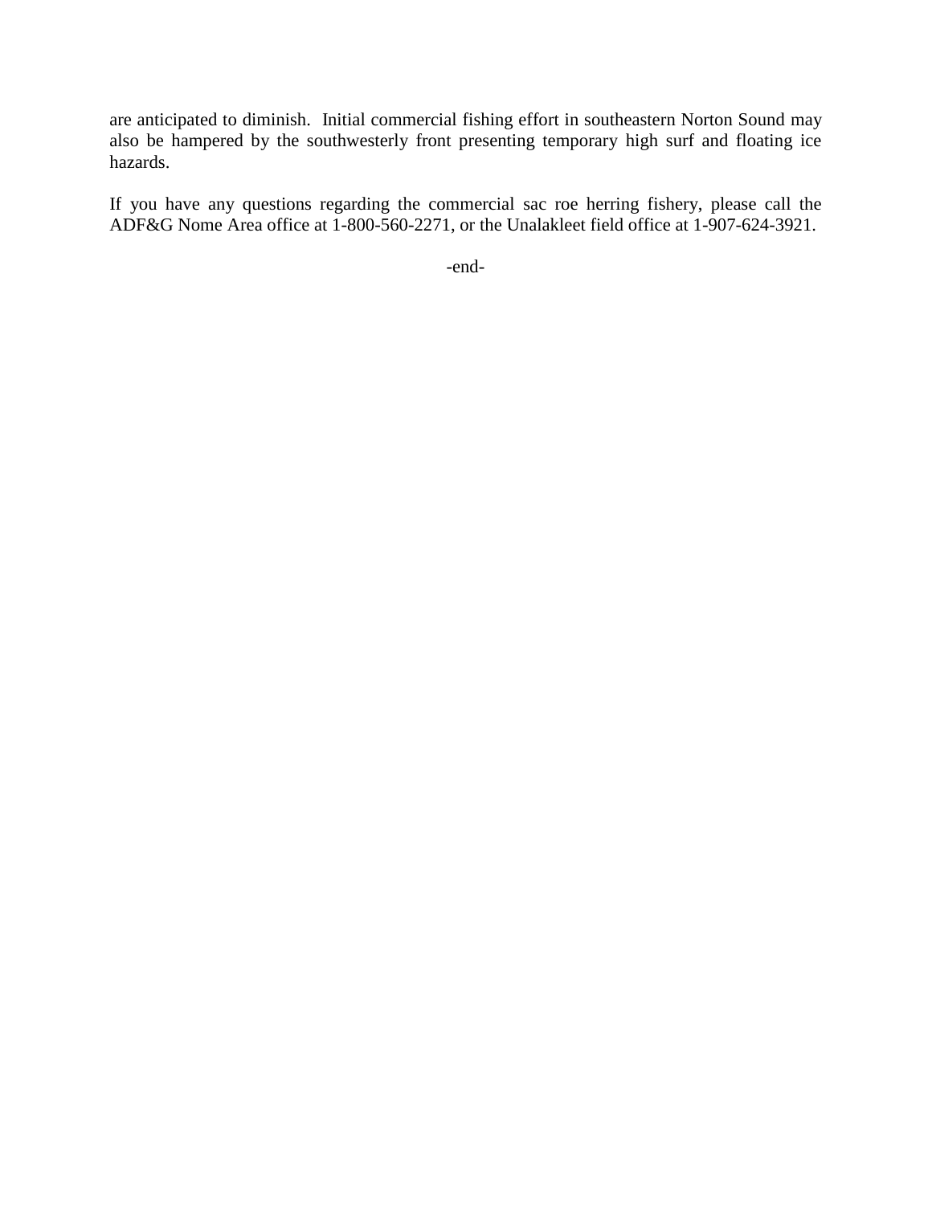are anticipated to diminish. Initial commercial fishing effort in southeastern Norton Sound may also be hampered by the southwesterly front presenting temporary high surf and floating ice hazards.

If you have any questions regarding the commercial sac roe herring fishery, please call the ADF&G Nome Area office at 1-800-560-2271, or the Unalakleet field office at 1-907-624-3921.

-end-